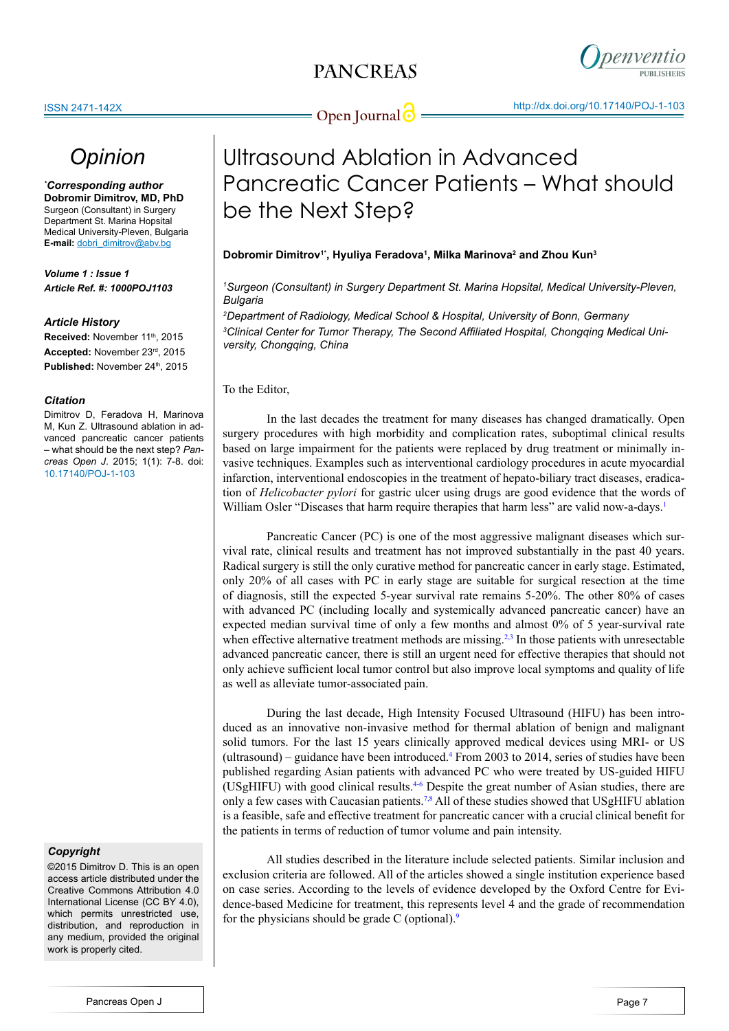# Opinion

**\*Corresponding author**
**Dobromir Dimitrov, MD, PhD**
Surgeon (Consultant) in Surgery Department St. Marina Hopsital Medical University-Pleven, Bulgaria
**E-mail:** dobri_dimitrov@abv.bg

***Volume 1 : Issue 1***
***Article Ref. #: 1000POJ1103***

### Article History

**Received:** November 11th, 2015
**Accepted:** November 23rd, 2015
**Published:** November 24th, 2015

### Citation

Dimitrov D, Feradova H, Marinova M, Kun Z. Ultrasound ablation in advanced pancreatic cancer patients – what should be the next step? *Pancreas Open J*. 2015; 1(1): 7-8. doi: 10.17140/POJ-1-103

### Copyright

©2015 Dimitrov D. This is an open access article distributed under the Creative Commons Attribution 4.0 International License (CC BY 4.0), which permits unrestricted use, distribution, and reproduction in any medium, provided the original work is properly cited.

# Ultrasound Ablation in Advanced Pancreatic Cancer Patients – What should be the Next Step?

**Dobromir Dimitrov[1*], Hyuliya Feradova[1], Milka Marinova[2] and Zhou Kun[3]**

*[1]Surgeon (Consultant) in Surgery Department St. Marina Hopsital, Medical University-Pleven, Bulgaria*

*[2]Department of Radiology, Medical School & Hospital, University of Bonn, Germany*

*[3]Clinical Center for Tumor Therapy, The Second Affiliated Hospital, Chongqing Medical University, Chongqing, China*

To the Editor,

In the last decades the treatment for many diseases has changed dramatically. Open surgery procedures with high morbidity and complication rates, suboptimal clinical results based on large impairment for the patients were replaced by drug treatment or minimally invasive techniques. Examples such as interventional cardiology procedures in acute myocardial infarction, interventional endoscopies in the treatment of hepato-biliary tract diseases, eradication of *Helicobacter pylori* for gastric ulcer using drugs are good evidence that the words of William Osler "Diseases that harm require therapies that harm less" are valid now-a-days.[1]

Pancreatic Cancer (PC) is one of the most aggressive malignant diseases which survival rate, clinical results and treatment has not improved substantially in the past 40 years. Radical surgery is still the only curative method for pancreatic cancer in early stage. Estimated, only 20% of all cases with PC in early stage are suitable for surgical resection at the time of diagnosis, still the expected 5-year survival rate remains 5-20%. The other 80% of cases with advanced PC (including locally and systemically advanced pancreatic cancer) have an expected median survival time of only a few months and almost 0% of 5 year-survival rate when effective alternative treatment methods are missing.[2,3] In those patients with unresectable advanced pancreatic cancer, there is still an urgent need for effective therapies that should not only achieve sufficient local tumor control but also improve local symptoms and quality of life as well as alleviate tumor-associated pain.

During the last decade, High Intensity Focused Ultrasound (HIFU) has been introduced as an innovative non-invasive method for thermal ablation of benign and malignant solid tumors. For the last 15 years clinically approved medical devices using MRI- or US (ultrasound) – guidance have been introduced.[4] From 2003 to 2014, series of studies have been published regarding Asian patients with advanced PC who were treated by US-guided HIFU (USgHIFU) with good clinical results.[4-6] Despite the great number of Asian studies, there are only a few cases with Caucasian patients.[7,8] All of these studies showed that USgHIFU ablation is a feasible, safe and effective treatment for pancreatic cancer with a crucial clinical benefit for the patients in terms of reduction of tumor volume and pain intensity.

All studies described in the literature include selected patients. Similar inclusion and exclusion criteria are followed. All of the articles showed a single institution experience based on case series. According to the levels of evidence developed by the Oxford Centre for Evidence-based Medicine for treatment, this represents level 4 and the grade of recommendation for the physicians should be grade C (optional).[9]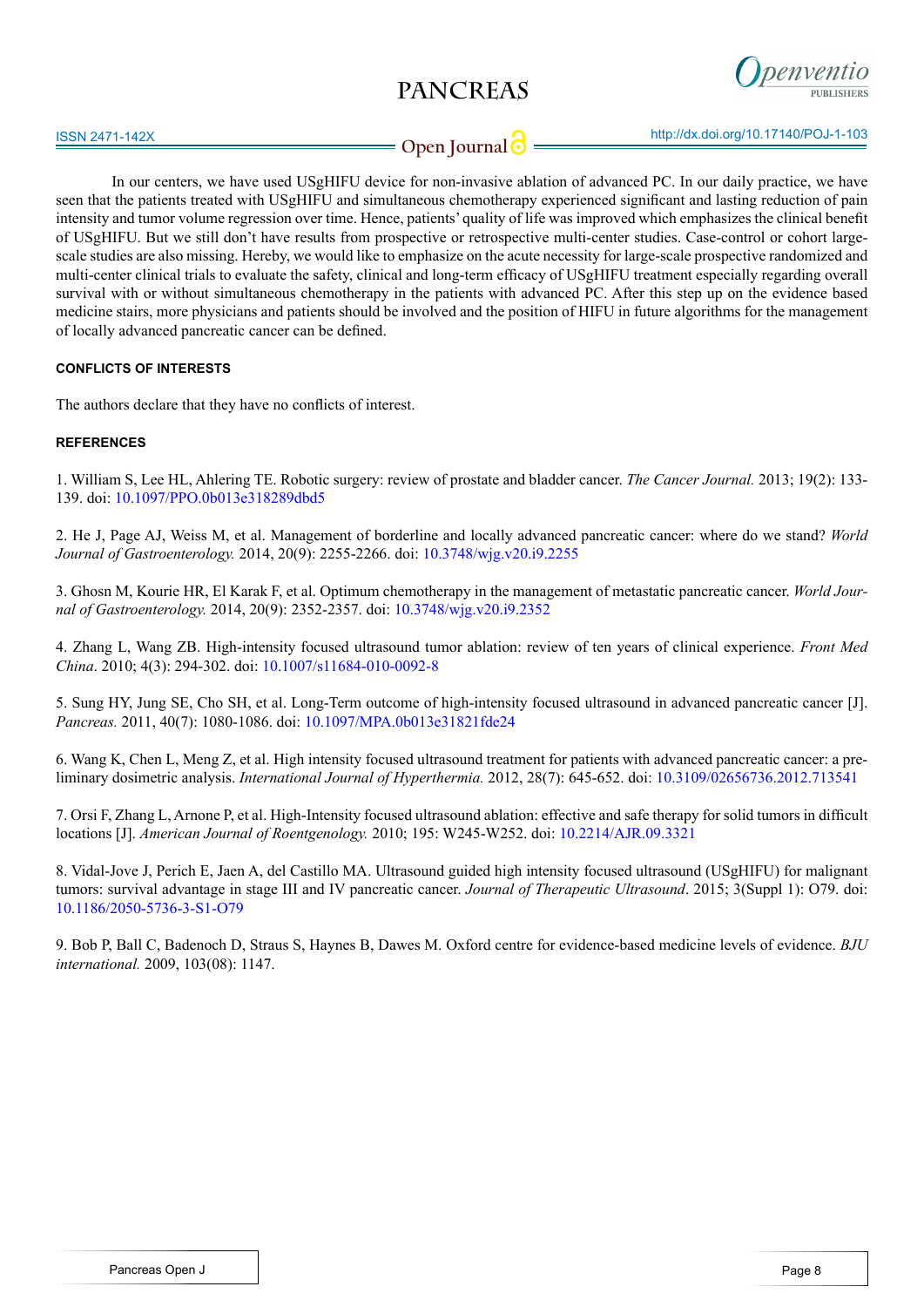In our centers, we have used USgHIFU device for non-invasive ablation of advanced PC. In our daily practice, we have seen that the patients treated with USgHIFU and simultaneous chemotherapy experienced significant and lasting reduction of pain intensity and tumor volume regression over time. Hence, patients' quality of life was improved which emphasizes the clinical benefit of USgHIFU. But we still don't have results from prospective or retrospective multi-center studies. Case-control or cohort large-scale studies are also missing. Hereby, we would like to emphasize on the acute necessity for large-scale prospective randomized and multi-center clinical trials to evaluate the safety, clinical and long-term efficacy of USgHIFU treatment especially regarding overall survival with or without simultaneous chemotherapy in the patients with advanced PC. After this step up on the evidence based medicine stairs, more physicians and patients should be involved and the position of HIFU in future algorithms for the management of locally advanced pancreatic cancer can be defined.

## CONFLICTS OF INTERESTS

The authors declare that they have no conflicts of interest.

## REFERENCES

1. William S, Lee HL, Ahlering TE. Robotic surgery: review of prostate and bladder cancer. *The Cancer Journal.* 2013; 19(2): 133-139. doi: 10.1097/PPO.0b013e318289dbd5

2. He J, Page AJ, Weiss M, et al. Management of borderline and locally advanced pancreatic cancer: where do we stand? *World Journal of Gastroenterology.* 2014, 20(9): 2255-2266. doi: 10.3748/wjg.v20.i9.2255

3. Ghosn M, Kourie HR, El Karak F, et al. Optimum chemotherapy in the management of metastatic pancreatic cancer. *World Journal of Gastroenterology.* 2014, 20(9): 2352-2357. doi: 10.3748/wjg.v20.i9.2352

4. Zhang L, Wang ZB. High-intensity focused ultrasound tumor ablation: review of ten years of clinical experience. *Front Med China*. 2010; 4(3): 294-302. doi: 10.1007/s11684-010-0092-8

5. Sung HY, Jung SE, Cho SH, et al. Long-Term outcome of high-intensity focused ultrasound in advanced pancreatic cancer [J]. *Pancreas.* 2011, 40(7): 1080-1086. doi: 10.1097/MPA.0b013e31821fde24

6. Wang K, Chen L, Meng Z, et al. High intensity focused ultrasound treatment for patients with advanced pancreatic cancer: a preliminary dosimetric analysis. *International Journal of Hyperthermia.* 2012, 28(7): 645-652. doi: 10.3109/02656736.2012.713541

7. Orsi F, Zhang L, Arnone P, et al. High-Intensity focused ultrasound ablation: effective and safe therapy for solid tumors in difficult locations [J]. *American Journal of Roentgenology.* 2010; 195: W245-W252. doi: 10.2214/AJR.09.3321

8. Vidal-Jove J, Perich E, Jaen A, del Castillo MA. Ultrasound guided high intensity focused ultrasound (USgHIFU) for malignant tumors: survival advantage in stage III and IV pancreatic cancer. *Journal of Therapeutic Ultrasound*. 2015; 3(Suppl 1): O79. doi: 10.1186/2050-5736-3-S1-O79

9. Bob P, Ball C, Badenoch D, Straus S, Haynes B, Dawes M. Oxford centre for evidence-based medicine levels of evidence. *BJU international.* 2009, 103(08): 1147.